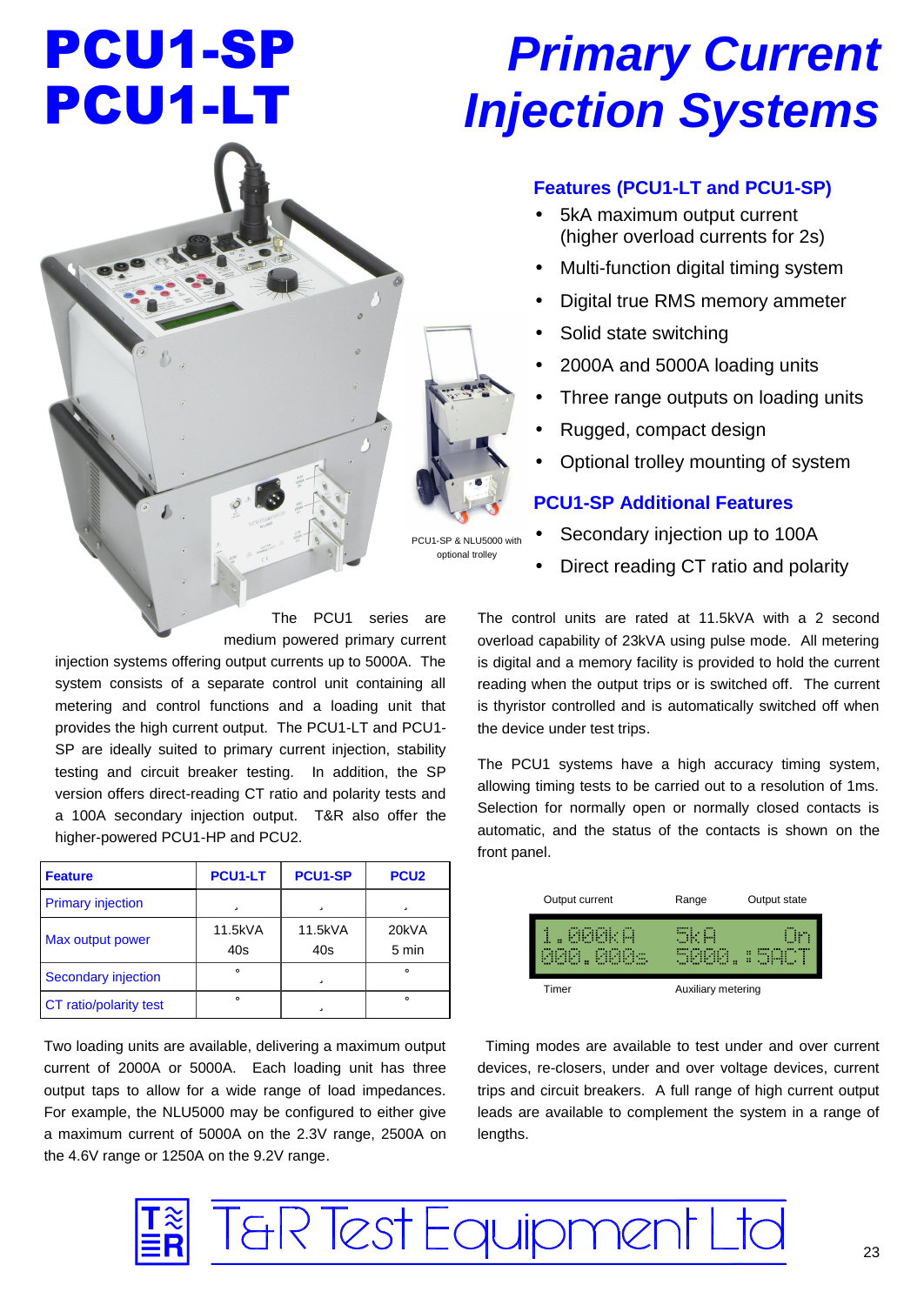# PCU1-SP
# PCU1-LT

# *Primary Current Injection Systems*

PCU1-SP & NLU5000 with optional trolley

### Features (PCU1-LT and PCU1-SP)

- 5kA maximum output current (higher overload currents for 2s)
- Multi-function digital timing system
- Digital true RMS memory ammeter
- Solid state switching
- 2000A and 5000A loading units
- Three range outputs on loading units
- Rugged, compact design
- Optional trolley mounting of system

### PCU1-SP Additional Features

- Secondary injection up to 100A
- Direct reading CT ratio and polarity

The PCU1 series are medium powered primary current injection systems offering output currents up to 5000A. The system consists of a separate control unit containing all metering and control functions and a loading unit that provides the high current output. The PCU1-LT and PCU1-SP are ideally suited to primary current injection, stability testing and circuit breaker testing. In addition, the SP version offers direct-reading CT ratio and polarity tests and a 100A secondary injection output. T&R also offer the higher-powered PCU1-HP and PCU2.

| Feature | PCU1-LT | PCU1-SP | PCU2 |
|---|---|---|---|
| Primary injection | ✓ | ✓ | ✓ |
| Max output power | 11.5kVA 40s | 11.5kVA 40s | 20kVA 5 min |
| Secondary injection | ✗ | ✓ | ✗ |
| CT ratio/polarity test | ✗ | ✓ | ✗ |

Two loading units are available, delivering a maximum output current of 2000A or 5000A. Each loading unit has three output taps to allow for a wide range of load impedances. For example, the NLU5000 may be configured to either give a maximum current of 5000A on the 2.3V range, 2500A on the 4.6V range or 1250A on the 9.2V range.

The control units are rated at 11.5kVA with a 2 second overload capability of 23kVA using pulse mode. All metering is digital and a memory facility is provided to hold the current reading when the output trips or is switched off. The current is thyristor controlled and is automatically switched off when the device under test trips.

The PCU1 systems have a high accuracy timing system, allowing timing tests to be carried out to a resolution of 1ms. Selection for normally open or normally closed contacts is automatic, and the status of the contacts is shown on the front panel.

| Output current | Range | Output state |
|---|---|---|
| 1.000kA | 5kA | On |
| 000.000s | 5000.:5ACT | |
| Timer | Auxiliary metering | |

Timing modes are available to test under and over current devices, re-closers, under and over voltage devices, current trips and circuit breakers. A full range of high current output leads are available to complement the system in a range of lengths.

T&R Test Equipment Ltd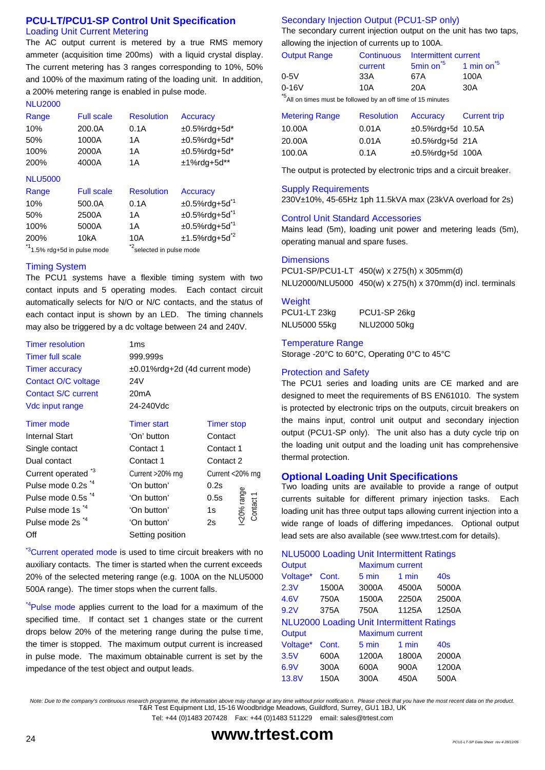# PCU-LT/PCU1-SP Control Unit Specification

## Loading Unit Current Metering

The AC output current is metered by a true RMS memory ammeter (acquisition time 200ms) with a liquid crystal display. The current metering has 3 ranges corresponding to 10%, 50% and 100% of the maximum rating of the loading unit. In addition, a 200% metering range is enabled in pulse mode.

### NLU2000

| Range | Full scale | Resolution | Accuracy |
|---|---|---|---|
| 10% | 200.0A | 0.1A | ±0.5%rdg+5d* |
| 50% | 1000A | 1A | ±0.5%rdg+5d* |
| 100% | 2000A | 1A | ±0.5%rdg+5d* |
| 200% | 4000A | 1A | ±1%rdg+5d** |

### NLU5000

| Range | Full scale | Resolution | Accuracy |
|---|---|---|---|
| 10% | 500.0A | 0.1A | ±0.5%rdg+5d[*1] |
| 50% | 2500A | 1A | ±0.5%rdg+5d[*1] |
| 100% | 5000A | 1A | ±0.5%rdg+5d[*1] |
| 200% | 10kA | 10A | ±1.5%rdg+5d[*2] |

[*1] 1.5% rdg+5d in pulse mode [*2] selected in pulse mode

## Timing System

The PCU1 systems have a flexible timing system with two contact inputs and 5 operating modes. Each contact circuit automatically selects for N/O or N/C contacts, and the status of each contact input is shown by an LED. The timing channels may also be triggered by a dc voltage between 24 and 240V.

| | |
|---|---|
| Timer resolution | 1ms |
| Timer full scale | 999.999s |
| Timer accuracy | ±0.01%rdg+2d (4d current mode) |
| Contact O/C voltage | 24V |
| Contact S/C current | 20mA |
| Vdc input range | 24-240Vdc |

| Timer mode | Timer start | Timer stop |
|---|---|---|
| Internal Start | 'On' button | Contact |
| Single contact | Contact 1 | Contact 1 |
| Dual contact | Contact 1 | Contact 2 |
| Current operated [*3] | Current >20% rng | Current <20% rng |
| Pulse mode 0.2s [*4] | 'On button' | 0.2s, I<20% range, Contact 1 |
| Pulse mode 0.5s [*4] | 'On button' | 0.5s, I<20% range, Contact 1 |
| Pulse mode 1s [*4] | 'On button' | 1s, I<20% range, Contact 1 |
| Pulse mode 2s [*4] | 'On button' | 2s, I<20% range, Contact 1 |
| Off | Setting position | |

[*3] Current operated mode is used to time circuit breakers with no auxiliary contacts. The timer is started when the current exceeds 20% of the selected metering range (e.g. 100A on the NLU5000 500A range). The timer stops when the current falls.

[*4] Pulse mode applies current to the load for a maximum of the specified time. If contact set 1 changes state or the current drops below 20% of the metering range during the pulse time, the timer is stopped. The maximum output current is increased in pulse mode. The maximum obtainable current is set by the impedance of the test object and output leads.

## Secondary Injection Output (PCU1-SP only)

The secondary current injection output on the unit has two taps, allowing the injection of currents up to 100A.

| Output Range | Continuous current | Intermittent current 5min on[*5] | Intermittent current 1 min on[*5] |
|---|---|---|---|
| 0-5V | 33A | 67A | 100A |
| 0-16V | 10A | 20A | 30A |

[*5] All on times must be followed by an off time of 15 minutes

| Metering Range | Resolution | Accuracy | Current trip |
|---|---|---|---|
| 10.00A | 0.01A | ±0.5%rdg+5d | 10.5A |
| 20.00A | 0.01A | ±0.5%rdg+5d | 21A |
| 100.0A | 0.1A | ±0.5%rdg+5d | 100A |

The output is protected by electronic trips and a circuit breaker.

## Supply Requirements

230V±10%, 45-65Hz 1ph 11.5kVA max (23kVA overload for 2s)

## Control Unit Standard Accessories

Mains lead (5m), loading unit power and metering leads (5m), operating manual and spare fuses.

## Dimensions

| | |
|---|---|
| PCU1-SP/PCU1-LT | 450(w) x 275(h) x 305mm(d) |
| NLU2000/NLU5000 | 450(w) x 275(h) x 370mm(d) incl. terminals |

## Weight

| | |
|---|---|
| PCU1-LT 23kg | PCU1-SP 26kg |
| NLU5000 55kg | NLU2000 50kg |

## Temperature Range

Storage -20°C to 60°C, Operating 0°C to 45°C

## Protection and Safety

The PCU1 series and loading units are CE marked and are designed to meet the requirements of BS EN61010. The system is protected by electronic trips on the outputs, circuit breakers on the mains input, control unit output and secondary injection output (PCU1-SP only). The unit also has a duty cycle trip on the loading unit output and the loading unit has comprehensive thermal protection.

# Optional Loading Unit Specifications

Two loading units are available to provide a range of output currents suitable for different primary injection tasks. Each loading unit has three output taps allowing current injection into a wide range of loads of differing impedances. Optional output lead sets are also available (see www.trtest.com for details).

## NLU5000 Loading Unit Intermittent Ratings

| Output Voltage* | Cont. | Maximum current 5 min | 1 min | 40s |
|---|---|---|---|---|
| 2.3V | 1500A | 3000A | 4500A | 5000A |
| 4.6V | 750A | 1500A | 2250A | 2500A |
| 9.2V | 375A | 750A | 1125A | 1250A |

## NLU2000 Loading Unit Intermittent Ratings

| Output Voltage* | Cont. | Maximum current 5 min | 1 min | 40s |
|---|---|---|---|---|
| 3.5V | 600A | 1200A | 1800A | 2000A |
| 6.9V | 300A | 600A | 900A | 1200A |
| 13.8V | 150A | 300A | 450A | 500A |

*Note: Due to the company's continuous research programme, the information above may change at any time without prior notification. Please check that you have the most recent data on the product.*

T&R Test Equipment Ltd, 15-16 Woodbridge Meadows, Guildford, Surrey, GU1 1BJ, UK

Tel: +44 (0)1483 207428 Fax: +44 (0)1483 511229 email: sales@trtest.com

**www.trtest.com**

PCU1-LT-SP Data Sheet rev 4 28/12/05